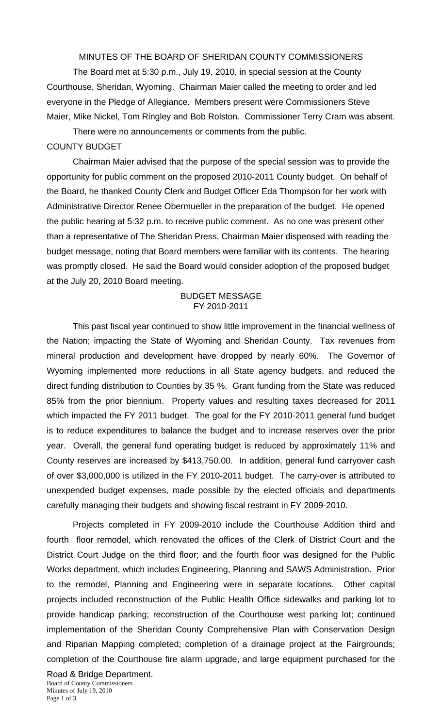# MINUTES OF THE BOARD OF SHERIDAN COUNTY COMMISSIONERS

The Board met at 5:30 p.m., July 19, 2010, in special session at the County Courthouse, Sheridan, Wyoming. Chairman Maier called the meeting to order and led everyone in the Pledge of Allegiance. Members present were Commissioners Steve Maier, Mike Nickel, Tom Ringley and Bob Rolston. Commissioner Terry Cram was absent.

There were no announcements or comments from the public.

## COUNTY BUDGET

Chairman Maier advised that the purpose of the special session was to provide the opportunity for public comment on the proposed 2010-2011 County budget. On behalf of the Board, he thanked County Clerk and Budget Officer Eda Thompson for her work with Administrative Director Renee Obermueller in the preparation of the budget. He opened the public hearing at 5:32 p.m. to receive public comment. As no one was present other than a representative of The Sheridan Press, Chairman Maier dispensed with reading the budget message, noting that Board members were familiar with its contents. The hearing was promptly closed. He said the Board would consider adoption of the proposed budget at the July 20, 2010 Board meeting.

## BUDGET MESSAGE
### FY 2010-2011

This past fiscal year continued to show little improvement in the financial wellness of the Nation; impacting the State of Wyoming and Sheridan County. Tax revenues from mineral production and development have dropped by nearly 60%. The Governor of Wyoming implemented more reductions in all State agency budgets, and reduced the direct funding distribution to Counties by 35 %. Grant funding from the State was reduced 85% from the prior biennium. Property values and resulting taxes decreased for 2011 which impacted the FY 2011 budget. The goal for the FY 2010-2011 general fund budget is to reduce expenditures to balance the budget and to increase reserves over the prior year. Overall, the general fund operating budget is reduced by approximately 11% and County reserves are increased by $413,750.00. In addition, general fund carryover cash of over $3,000,000 is utilized in the FY 2010-2011 budget. The carry-over is attributed to unexpended budget expenses, made possible by the elected officials and departments carefully managing their budgets and showing fiscal restraint in FY 2009-2010.

Projects completed in FY 2009-2010 include the Courthouse Addition third and fourth floor remodel, which renovated the offices of the Clerk of District Court and the District Court Judge on the third floor; and the fourth floor was designed for the Public Works department, which includes Engineering, Planning and SAWS Administration. Prior to the remodel, Planning and Engineering were in separate locations. Other capital projects included reconstruction of the Public Health Office sidewalks and parking lot to provide handicap parking; reconstruction of the Courthouse west parking lot; continued implementation of the Sheridan County Comprehensive Plan with Conservation Design and Riparian Mapping completed; completion of a drainage project at the Fairgrounds; completion of the Courthouse fire alarm upgrade, and large equipment purchased for the Road & Bridge Department.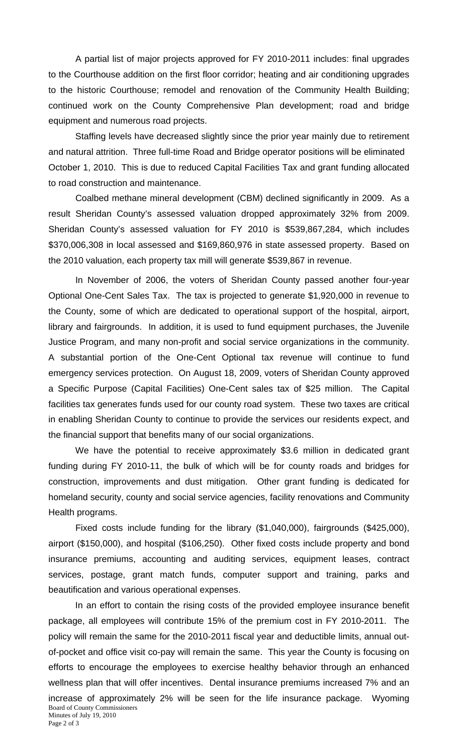A partial list of major projects approved for FY 2010-2011 includes: final upgrades to the Courthouse addition on the first floor corridor; heating and air conditioning upgrades to the historic Courthouse; remodel and renovation of the Community Health Building; continued work on the County Comprehensive Plan development; road and bridge equipment and numerous road projects.

Staffing levels have decreased slightly since the prior year mainly due to retirement and natural attrition. Three full-time Road and Bridge operator positions will be eliminated October 1, 2010. This is due to reduced Capital Facilities Tax and grant funding allocated to road construction and maintenance.

Coalbed methane mineral development (CBM) declined significantly in 2009. As a result Sheridan County's assessed valuation dropped approximately 32% from 2009. Sheridan County's assessed valuation for FY 2010 is $539,867,284, which includes $370,006,308 in local assessed and $169,860,976 in state assessed property. Based on the 2010 valuation, each property tax mill will generate $539,867 in revenue.

In November of 2006, the voters of Sheridan County passed another four-year Optional One-Cent Sales Tax. The tax is projected to generate $1,920,000 in revenue to the County, some of which are dedicated to operational support of the hospital, airport, library and fairgrounds. In addition, it is used to fund equipment purchases, the Juvenile Justice Program, and many non-profit and social service organizations in the community. A substantial portion of the One-Cent Optional tax revenue will continue to fund emergency services protection. On August 18, 2009, voters of Sheridan County approved a Specific Purpose (Capital Facilities) One-Cent sales tax of $25 million. The Capital facilities tax generates funds used for our county road system. These two taxes are critical in enabling Sheridan County to continue to provide the services our residents expect, and the financial support that benefits many of our social organizations.

We have the potential to receive approximately $3.6 million in dedicated grant funding during FY 2010-11, the bulk of which will be for county roads and bridges for construction, improvements and dust mitigation. Other grant funding is dedicated for homeland security, county and social service agencies, facility renovations and Community Health programs.

Fixed costs include funding for the library ($1,040,000), fairgrounds ($425,000), airport ($150,000), and hospital ($106,250). Other fixed costs include property and bond insurance premiums, accounting and auditing services, equipment leases, contract services, postage, grant match funds, computer support and training, parks and beautification and various operational expenses.

In an effort to contain the rising costs of the provided employee insurance benefit package, all employees will contribute 15% of the premium cost in FY 2010-2011. The policy will remain the same for the 2010-2011 fiscal year and deductible limits, annual out-of-pocket and office visit co-pay will remain the same. This year the County is focusing on efforts to encourage the employees to exercise healthy behavior through an enhanced wellness plan that will offer incentives. Dental insurance premiums increased 7% and an increase of approximately 2% will be seen for the life insurance package. Wyoming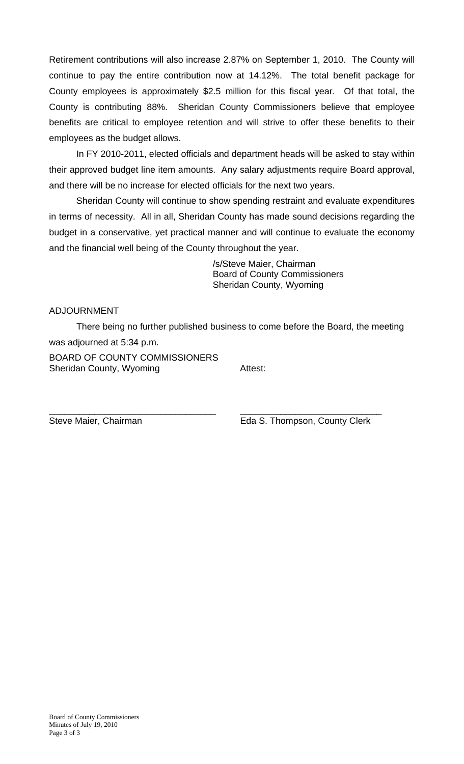Retirement contributions will also increase 2.87% on September 1, 2010. The County will continue to pay the entire contribution now at 14.12%. The total benefit package for County employees is approximately $2.5 million for this fiscal year. Of that total, the County is contributing 88%. Sheridan County Commissioners believe that employee benefits are critical to employee retention and will strive to offer these benefits to their employees as the budget allows.

In FY 2010-2011, elected officials and department heads will be asked to stay within their approved budget line item amounts. Any salary adjustments require Board approval, and there will be no increase for elected officials for the next two years.

Sheridan County will continue to show spending restraint and evaluate expenditures in terms of necessity. All in all, Sheridan County has made sound decisions regarding the budget in a conservative, yet practical manner and will continue to evaluate the economy and the financial well being of the County throughout the year.

/s/Steve Maier, Chairman
Board of County Commissioners
Sheridan County, Wyoming

ADJOURNMENT

There being no further published business to come before the Board, the meeting was adjourned at 5:34 p.m.

BOARD OF COUNTY COMMISSIONERS
Sheridan County, Wyoming

Attest:

\_\_\_\_\_\_\_\_\_\_\_\_\_\_\_\_\_\_\_\_\_\_\_\_\_\_\_\_\_\_\_\_
Steve Maier, Chairman

\_\_\_\_\_\_\_\_\_\_\_\_\_\_\_\_\_\_\_\_\_\_\_\_\_\_\_\_\_\_\_\_
Eda S. Thompson, County Clerk

Board of County Commissioners
Minutes of July 19, 2010